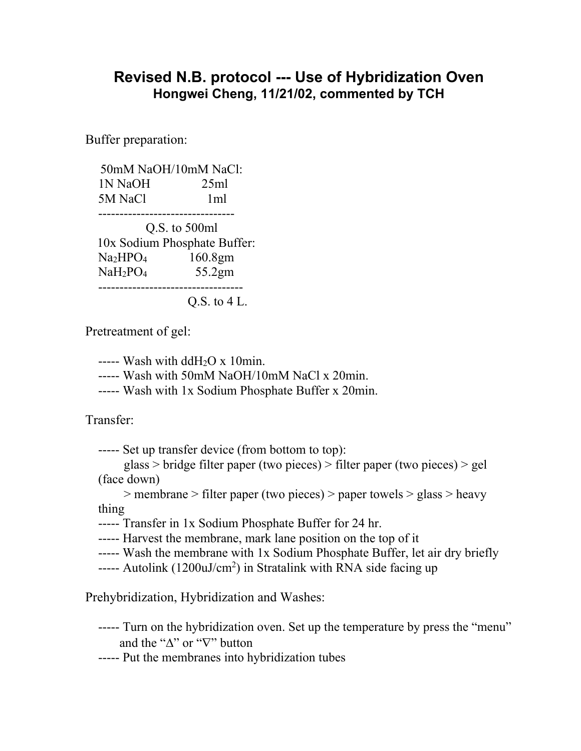# Revised N.B. protocol --- Use of Hybridization Oven

**Hongwei Cheng, 11/21/02, commented by TCH**

Buffer preparation:

50mM NaOH/10mM NaCl:

| | |
|---|---|
| 1N NaOH | 25ml |
| 5M NaCl | 1ml |

Q.S. to 500ml

10x Sodium Phosphate Buffer:

| | |
|---|---|
| $Na_2HPO_4$ | 160.8gm |
| $NaH_2PO_4$ | 55.2gm |

Q.S. to 4 L.

Pretreatment of gel:

----- Wash with $ddH_2O$ x 10min.
----- Wash with 50mM NaOH/10mM NaCl x 20min.
----- Wash with 1x Sodium Phosphate Buffer x 20min.

Transfer:

----- Set up transfer device (from bottom to top):
glass > bridge filter paper (two pieces) > filter paper (two pieces) > gel (face down)
> membrane > filter paper (two pieces) > paper towels > glass > heavy thing
----- Transfer in 1x Sodium Phosphate Buffer for 24 hr.
----- Harvest the membrane, mark lane position on the top of it
----- Wash the membrane with 1x Sodium Phosphate Buffer, let air dry briefly
----- Autolink (1200uJ/$cm^2$) in Stratalink with RNA side facing up

Prehybridization, Hybridization and Washes:

----- Turn on the hybridization oven. Set up the temperature by press the "menu" and the "Δ" or "∇" button
----- Put the membranes into hybridization tubes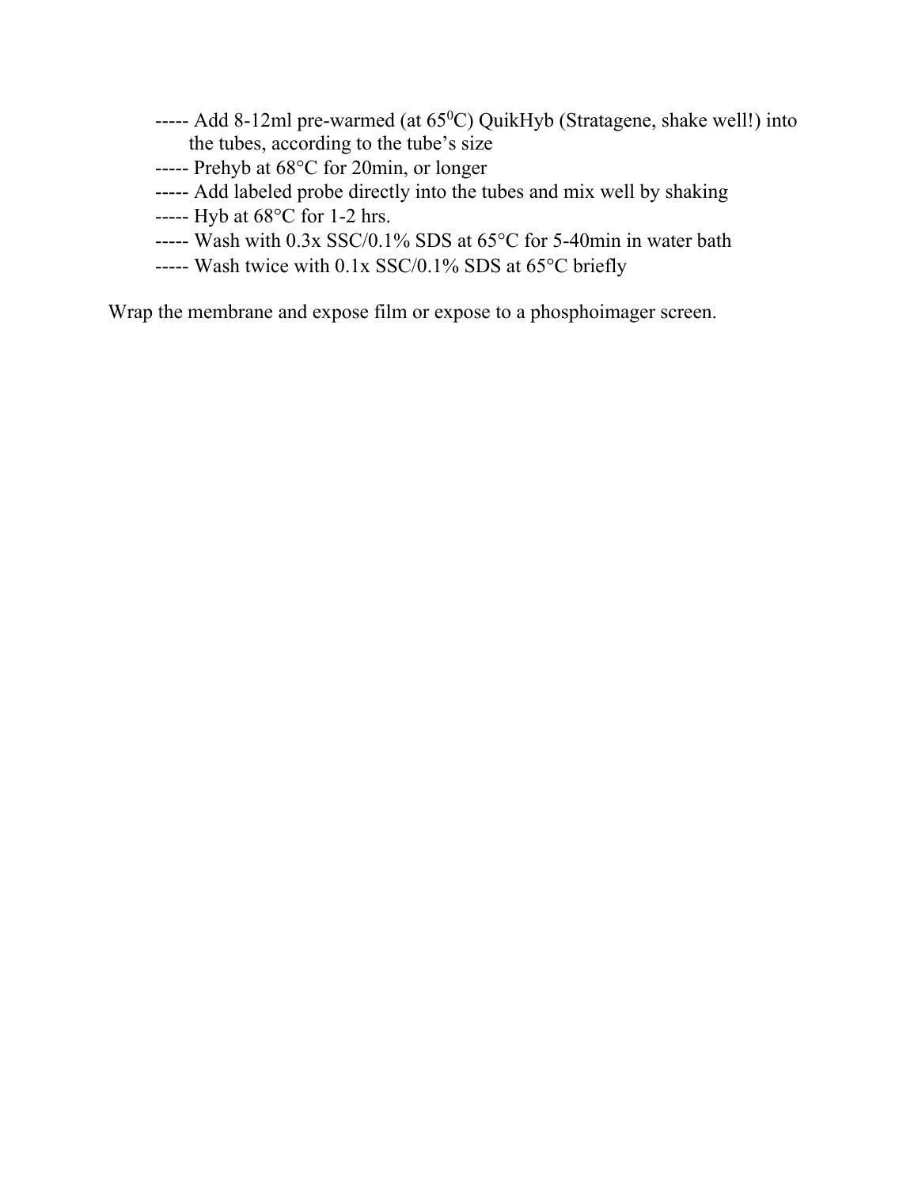----- Add 8-12ml pre-warmed (at $65^0$C) QuikHyb (Stratagene, shake well!) into the tubes, according to the tube's size
----- Prehyb at 68°C for 20min, or longer
----- Add labeled probe directly into the tubes and mix well by shaking
----- Hyb at 68°C for 1-2 hrs.
----- Wash with 0.3x SSC/0.1% SDS at 65°C for 5-40min in water bath
----- Wash twice with 0.1x SSC/0.1% SDS at 65°C briefly

Wrap the membrane and expose film or expose to a phosphoimager screen.